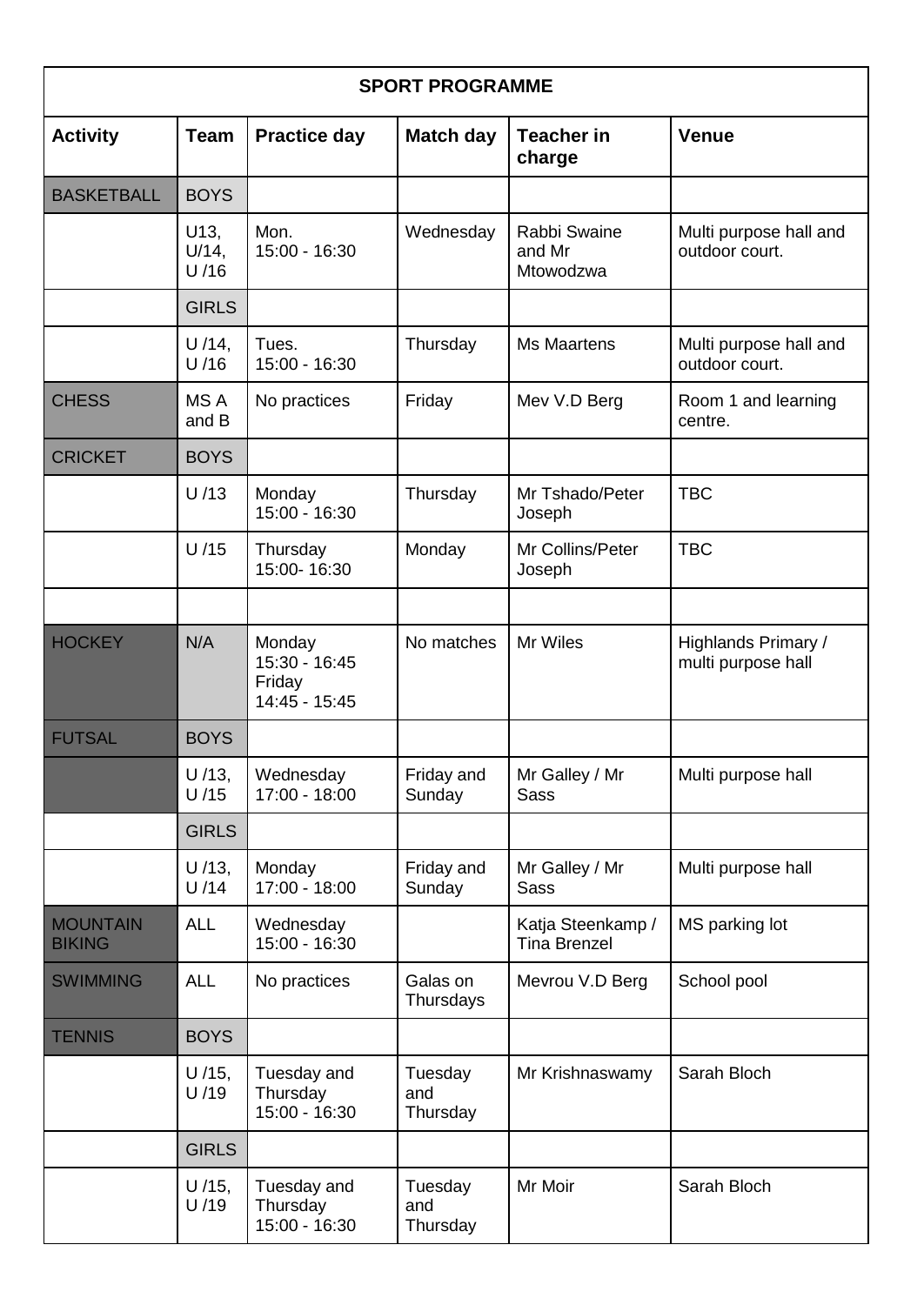| SPORT PROGRAMME | | | | | |
|---|---|---|---|---|---|
| **Activity** | **Team** | **Practice day** | **Match day** | **Teacher in charge** | **Venue** |
| BASKETBALL | BOYS | | | | |
| | U13, U/14, U /16 | Mon. 15:00 - 16:30 | Wednesday | Rabbi Swaine and Mr Mtowodzwa | Multi purpose hall and outdoor court. |
| | GIRLS | | | | |
| | U /14, U /16 | Tues. 15:00 - 16:30 | Thursday | Ms Maartens | Multi purpose hall and outdoor court. |
| CHESS | MS A and B | No practices | Friday | Mev V.D Berg | Room 1 and learning centre. |
| CRICKET | BOYS | | | | |
| | U /13 | Monday 15:00 - 16:30 | Thursday | Mr Tshado/Peter Joseph | TBC |
| | U /15 | Thursday 15:00- 16:30 | Monday | Mr Collins/Peter Joseph | TBC |
| | | | | | |
| HOCKEY | N/A | Monday 15:30 - 16:45 Friday 14:45 - 15:45 | No matches | Mr Wiles | Highlands Primary / multi purpose hall |
| FUTSAL | BOYS | | | | |
| | U /13, U /15 | Wednesday 17:00 - 18:00 | Friday and Sunday | Mr Galley / Mr Sass | Multi purpose hall |
| | GIRLS | | | | |
| | U /13, U /14 | Monday 17:00 - 18:00 | Friday and Sunday | Mr Galley / Mr Sass | Multi purpose hall |
| MOUNTAIN BIKING | ALL | Wednesday 15:00 - 16:30 | | Katja Steenkamp / Tina Brenzel | MS parking lot |
| SWIMMING | ALL | No practices | Galas on Thursdays | Mevrou V.D Berg | School pool |
| TENNIS | BOYS | | | | |
| | U /15, U /19 | Tuesday and Thursday 15:00 - 16:30 | Tuesday and Thursday | Mr Krishnaswamy | Sarah Bloch |
| | GIRLS | | | | |
| | U /15, U /19 | Tuesday and Thursday 15:00 - 16:30 | Tuesday and Thursday | Mr Moir | Sarah Bloch |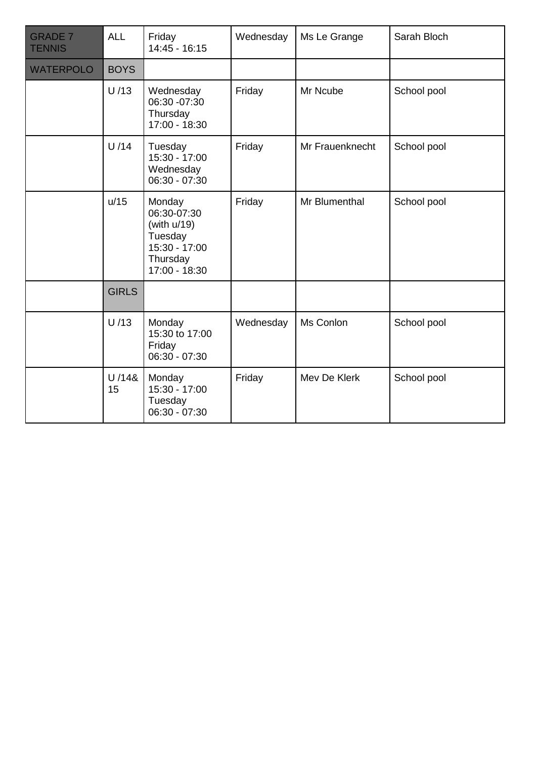| | | | | | |
|---|---|---|---|---|---|
| GRADE 7 TENNIS | ALL | Friday 14:45 - 16:15 | Wednesday | Ms Le Grange | Sarah Bloch |
| WATERPOLO | BOYS | | | | |
| | U /13 | Wednesday 06:30 -07:30 Thursday 17:00 - 18:30 | Friday | Mr Ncube | School pool |
| | U /14 | Tuesday 15:30 - 17:00 Wednesday 06:30 - 07:30 | Friday | Mr Frauenknecht | School pool |
| | u/15 | Monday 06:30-07:30 (with u/19) Tuesday 15:30 - 17:00 Thursday 17:00 - 18:30 | Friday | Mr Blumenthal | School pool |
| | GIRLS | | | | |
| | U /13 | Monday 15:30 to 17:00 Friday 06:30 - 07:30 | Wednesday | Ms Conlon | School pool |
| | U /14& 15 | Monday 15:30 - 17:00 Tuesday 06:30 - 07:30 | Friday | Mev De Klerk | School pool |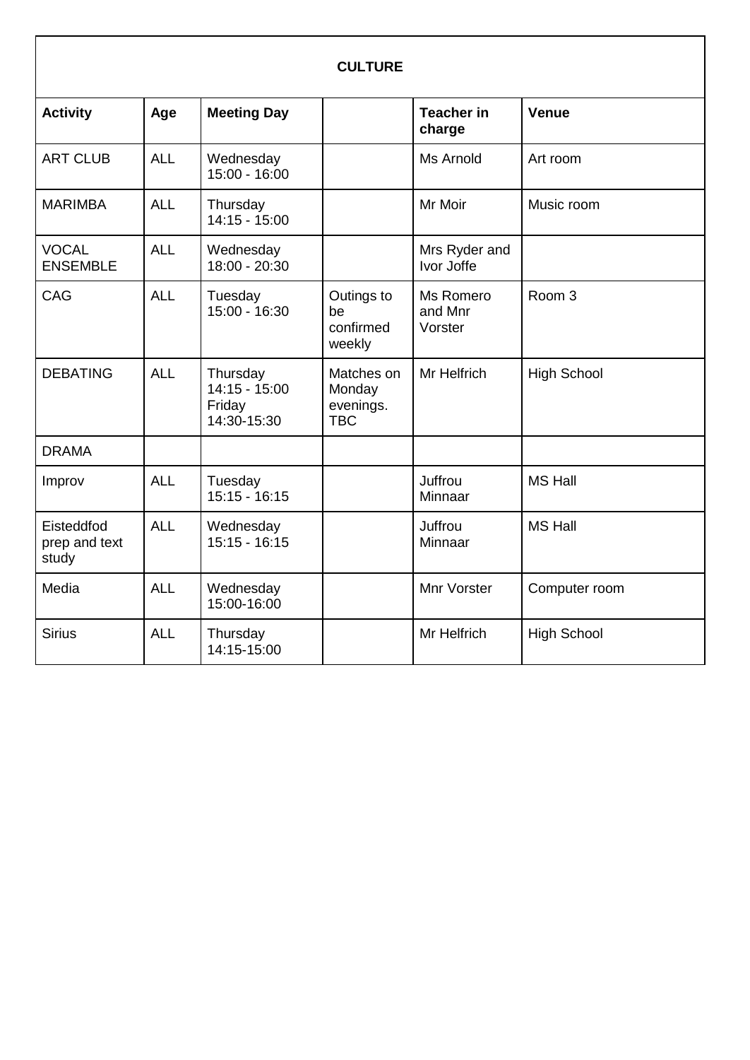| CULTURE | | | | | |
|---|---|---|---|---|---|
| **Activity** | **Age** | **Meeting Day** | | **Teacher in charge** | **Venue** |
| ART CLUB | ALL | Wednesday 15:00 - 16:00 | | Ms Arnold | Art room |
| MARIMBA | ALL | Thursday 14:15 - 15:00 | | Mr Moir | Music room |
| VOCAL ENSEMBLE | ALL | Wednesday 18:00 - 20:30 | | Mrs Ryder and Ivor Joffe | |
| CAG | ALL | Tuesday 15:00 - 16:30 | Outings to be confirmed weekly | Ms Romero and Mnr Vorster | Room 3 |
| DEBATING | ALL | Thursday 14:15 - 15:00 Friday 14:30-15:30 | Matches on Monday evenings. TBC | Mr Helfrich | High School |
| DRAMA | | | | | |
| Improv | ALL | Tuesday 15:15 - 16:15 | | Juffrou Minnaar | MS Hall |
| Eisteddfod prep and text study | ALL | Wednesday 15:15 - 16:15 | | Juffrou Minnaar | MS Hall |
| Media | ALL | Wednesday 15:00-16:00 | | Mnr Vorster | Computer room |
| Sirius | ALL | Thursday 14:15-15:00 | | Mr Helfrich | High School |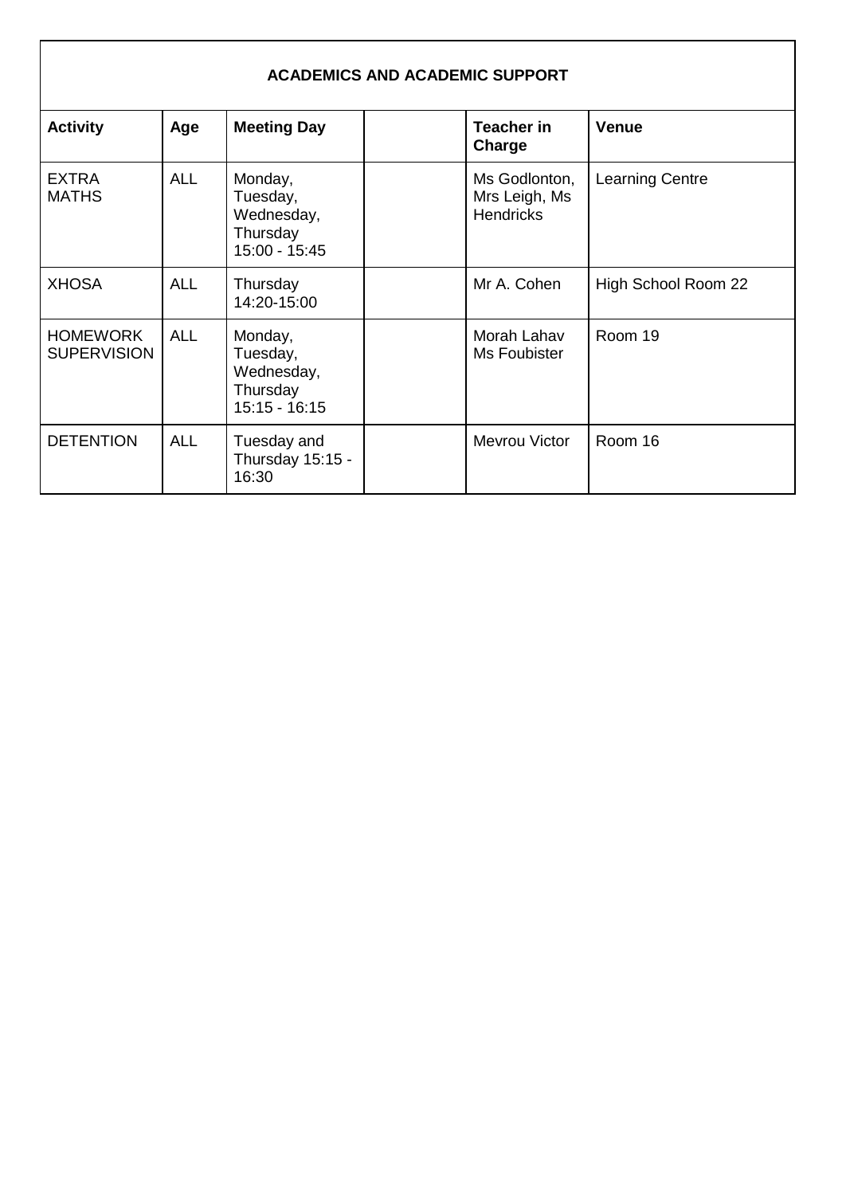| ACADEMICS AND ACADEMIC SUPPORT | | | | | |
|---|---|---|---|---|---|
| **Activity** | **Age** | **Meeting Day** | | **Teacher in Charge** | **Venue** |
| EXTRA MATHS | ALL | Monday, Tuesday, Wednesday, Thursday 15:00 - 15:45 | | Ms Godlonton, Mrs Leigh, Ms Hendricks | Learning Centre |
| XHOSA | ALL | Thursday 14:20-15:00 | | Mr A. Cohen | High School Room 22 |
| HOMEWORK SUPERVISION | ALL | Monday, Tuesday, Wednesday, Thursday 15:15 - 16:15 | | Morah Lahav Ms Foubister | Room 19 |
| DETENTION | ALL | Tuesday and Thursday 15:15 - 16:30 | | Mevrou Victor | Room 16 |